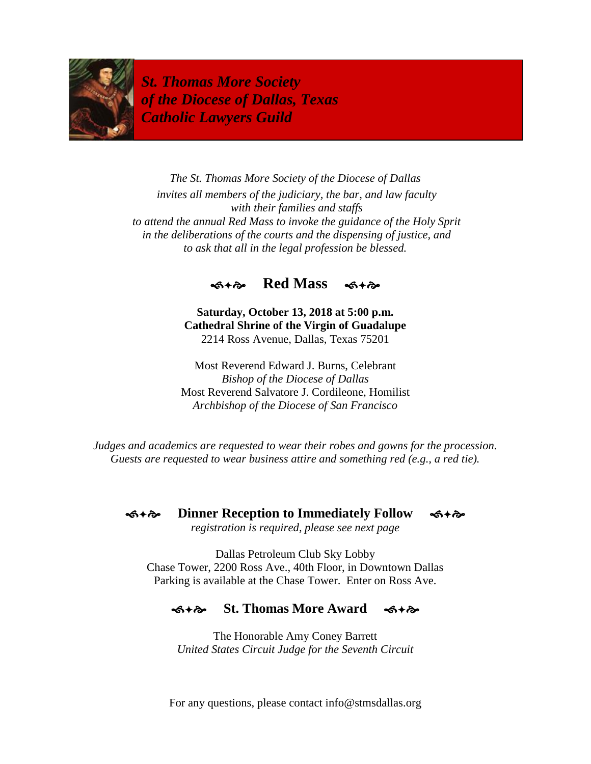***St. Thomas More Society***
***of the Diocese of Dallas, Texas***
***Catholic Lawyers Guild***

*The St. Thomas More Society of the Diocese of Dallas*
*invites all members of the judiciary, the bar, and law faculty*
*with their families and staffs*
*to attend the annual Red Mass to invoke the guidance of the Holy Sprit*
*in the deliberations of the courts and the dispensing of justice, and*
*to ask that all in the legal profession be blessed.*

## Red Mass

**Saturday, October 13, 2018 at 5:00 p.m.**
**Cathedral Shrine of the Virgin of Guadalupe**
2214 Ross Avenue, Dallas, Texas 75201

Most Reverend Edward J. Burns, Celebrant
*Bishop of the Diocese of Dallas*
Most Reverend Salvatore J. Cordileone, Homilist
*Archbishop of the Diocese of San Francisco*

*Judges and academics are requested to wear their robes and gowns for the procession.*
*Guests are requested to wear business attire and something red (e.g., a red tie).*

## Dinner Reception to Immediately Follow

*registration is required, please see next page*

Dallas Petroleum Club Sky Lobby
Chase Tower, 2200 Ross Ave., 40th Floor, in Downtown Dallas
Parking is available at the Chase Tower. Enter on Ross Ave.

## St. Thomas More Award

The Honorable Amy Coney Barrett
*United States Circuit Judge for the Seventh Circuit*

For any questions, please contact info@stmsdallas.org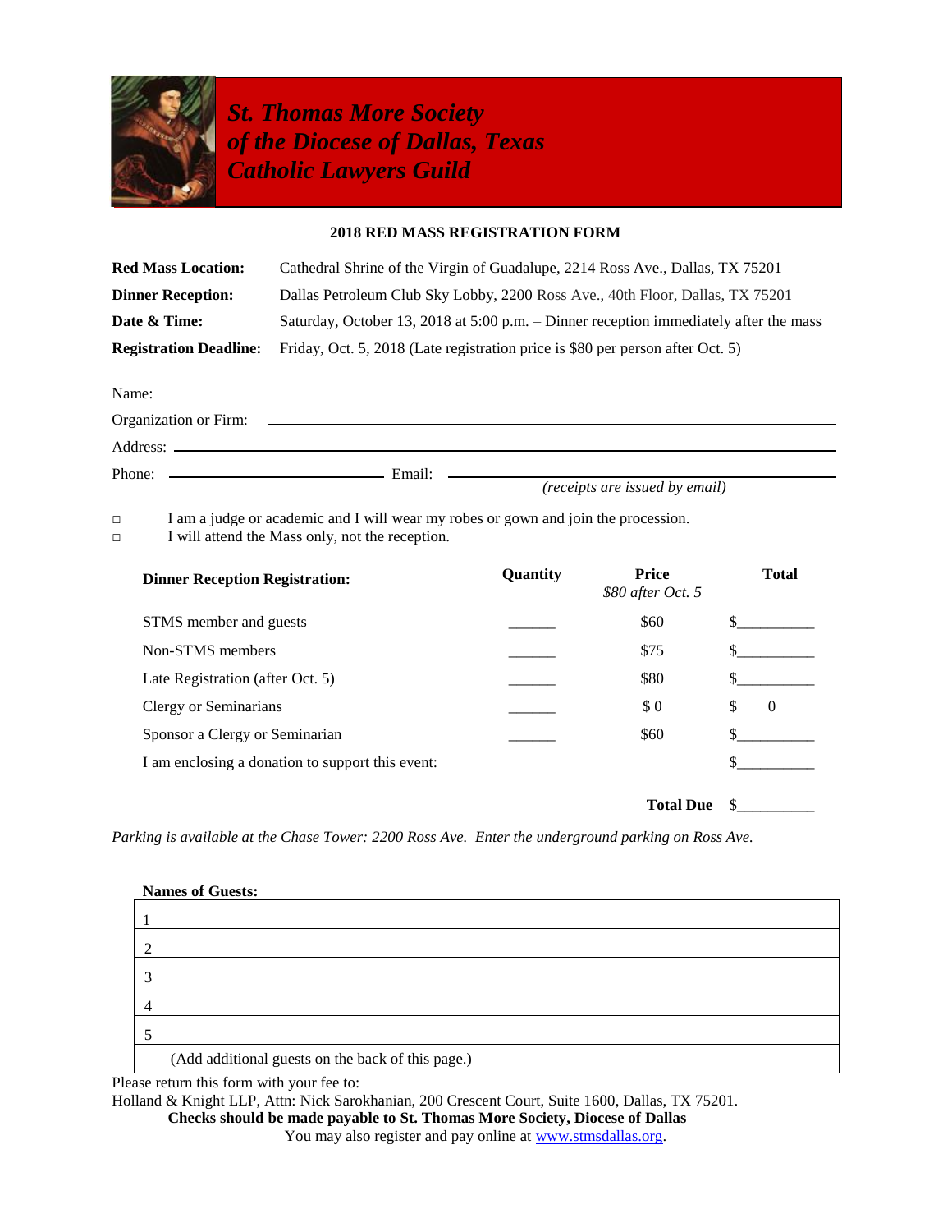# St. Thomas More Society of the Diocese of Dallas, Texas Catholic Lawyers Guild

**2018 RED MASS REGISTRATION FORM**

| | |
|---|---|
| **Red Mass Location:** | Cathedral Shrine of the Virgin of Guadalupe, 2214 Ross Ave., Dallas, TX 75201 |
| **Dinner Reception:** | Dallas Petroleum Club Sky Lobby, 2200 Ross Ave., 40th Floor, Dallas, TX 75201 |
| **Date & Time:** | Saturday, October 13, 2018 at 5:00 p.m. – Dinner reception immediately after the mass |
| **Registration Deadline:** | Friday, Oct. 5, 2018 (Late registration price is $80 per person after Oct. 5) |

Name: ______________________________________________

Organization or Firm: ______________________________________________

Address: ______________________________________________

Phone: ____________________ Email: ____________________
*(receipts are issued by email)*

□ I am a judge or academic and I will wear my robes or gown and join the procession.
□ I will attend the Mass only, not the reception.

| **Dinner Reception Registration:** | **Quantity** | **Price** *$80 after Oct. 5* | **Total** |
|---|---|---|---|
| STMS member and guests | ______ | $60 | $__________ |
| Non-STMS members | ______ | $75 | $__________ |
| Late Registration (after Oct. 5) | ______ | $80 | $__________ |
| Clergy or Seminarians | ______ | $ 0 | $ 0 |
| Sponsor a Clergy or Seminarian | ______ | $60 | $__________ |
| I am enclosing a donation to support this event: | | | $__________ |
| | | **Total Due** | $__________ |

*Parking is available at the Chase Tower: 2200 Ross Ave. Enter the underground parking on Ross Ave.*

**Names of Guests:**

| | |
|---|---|
| 1 | |
| 2 | |
| 3 | |
| 4 | |
| 5 | |
| | (Add additional guests on the back of this page.) |

Please return this form with your fee to:
Holland & Knight LLP, Attn: Nick Sarokhanian, 200 Crescent Court, Suite 1600, Dallas, TX 75201.

**Checks should be made payable to St. Thomas More Society, Diocese of Dallas**

You may also register and pay online at www.stmsdallas.org.